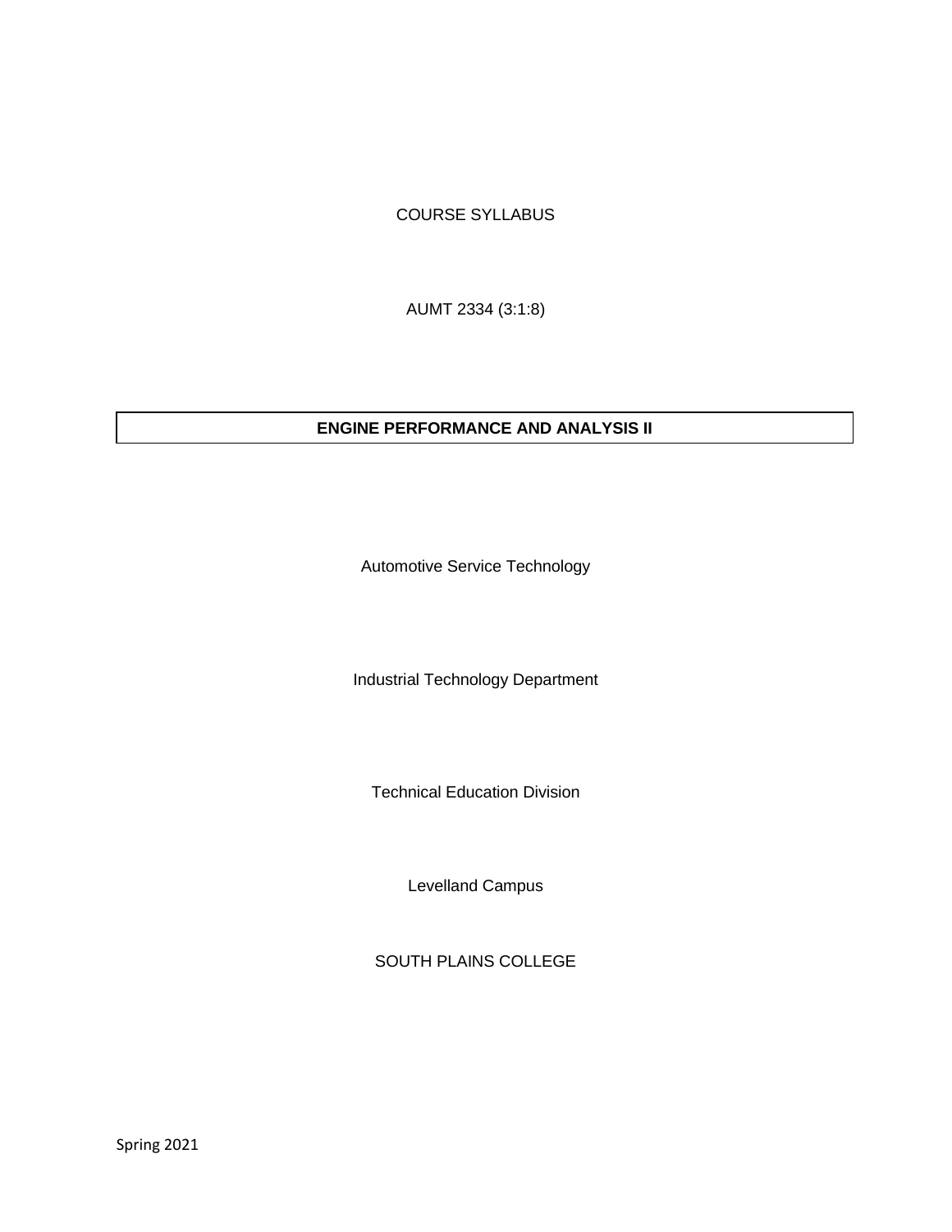COURSE SYLLABUS

AUMT 2334 (3:1:8)

# ENGINE PERFORMANCE AND ANALYSIS II

Automotive Service Technology

Industrial Technology Department

Technical Education Division

Levelland Campus

SOUTH PLAINS COLLEGE

Spring 2021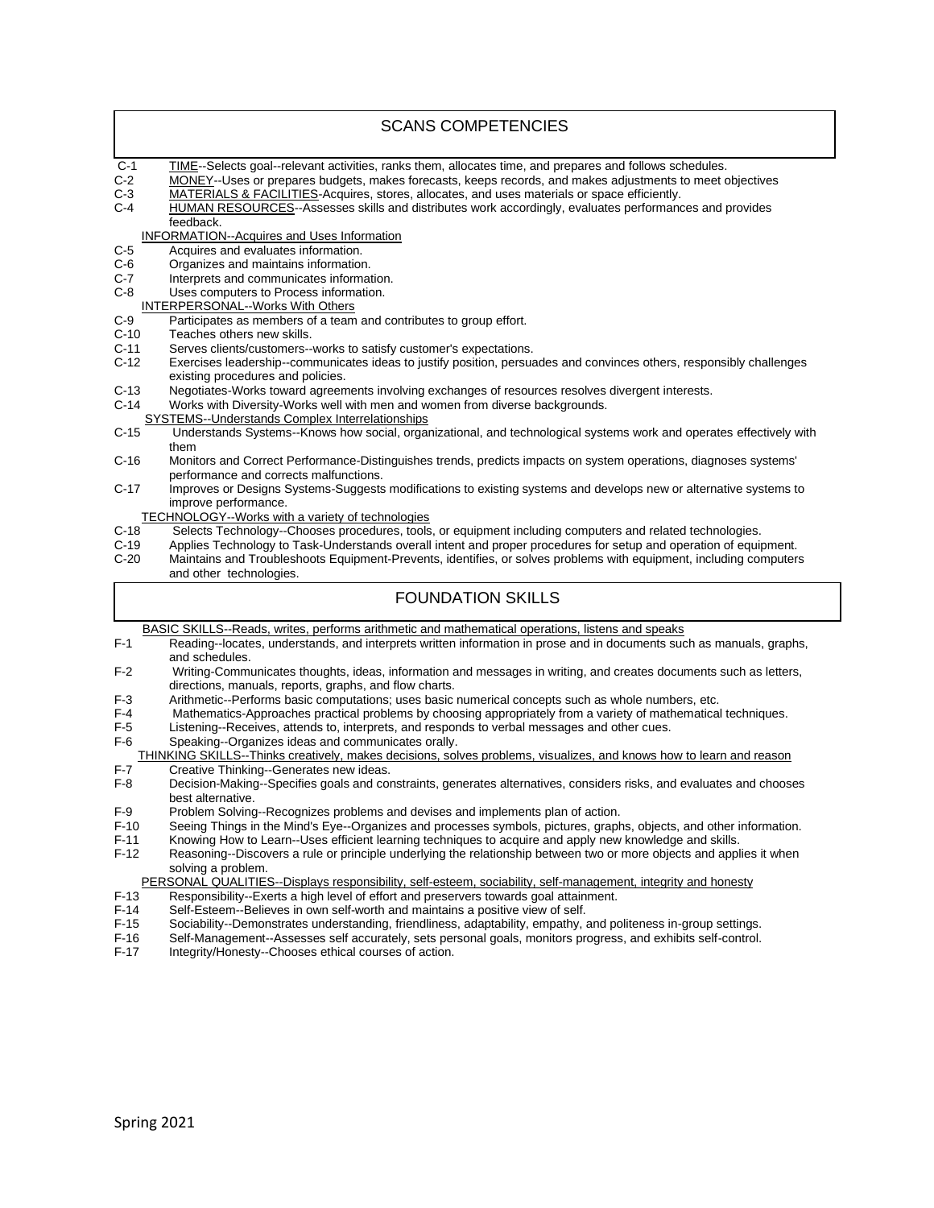## SCANS COMPETENCIES

- C-1 TIME--Selects goal--relevant activities, ranks them, allocates time, and prepares and follows schedules.
- C-2 MONEY--Uses or prepares budgets, makes forecasts, keeps records, and makes adjustments to meet objectives
- C-3 MATERIALS & FACILITIES-Acquires, stores, allocates, and uses materials or space efficiently.
- C-4 HUMAN RESOURCES--Assesses skills and distributes work accordingly, evaluates performances and provides feedback.

INFORMATION--Acquires and Uses Information

- C-5 Acquires and evaluates information.
- C-6 Organizes and maintains information.
- C-7 Interprets and communicates information.
- C-8 Uses computers to Process information.

INTERPERSONAL--Works With Others

- C-9 Participates as members of a team and contributes to group effort.
- C-10 Teaches others new skills.
- C-11 Serves clients/customers--works to satisfy customer's expectations.
- C-12 Exercises leadership--communicates ideas to justify position, persuades and convinces others, responsibly challenges existing procedures and policies.
- C-13 Negotiates-Works toward agreements involving exchanges of resources resolves divergent interests.
- C-14 Works with Diversity-Works well with men and women from diverse backgrounds.

SYSTEMS--Understands Complex Interrelationships

- C-15 Understands Systems--Knows how social, organizational, and technological systems work and operates effectively with them
- C-16 Monitors and Correct Performance-Distinguishes trends, predicts impacts on system operations, diagnoses systems' performance and corrects malfunctions.
- C-17 Improves or Designs Systems-Suggests modifications to existing systems and develops new or alternative systems to improve performance.

TECHNOLOGY--Works with a variety of technologies

- C-18 Selects Technology--Chooses procedures, tools, or equipment including computers and related technologies.
- C-19 Applies Technology to Task-Understands overall intent and proper procedures for setup and operation of equipment.
- C-20 Maintains and Troubleshoots Equipment-Prevents, identifies, or solves problems with equipment, including computers and other technologies.

## FOUNDATION SKILLS

BASIC SKILLS--Reads, writes, performs arithmetic and mathematical operations, listens and speaks

- F-1 Reading--locates, understands, and interprets written information in prose and in documents such as manuals, graphs, and schedules.
- F-2 Writing-Communicates thoughts, ideas, information and messages in writing, and creates documents such as letters, directions, manuals, reports, graphs, and flow charts.
- F-3 Arithmetic--Performs basic computations; uses basic numerical concepts such as whole numbers, etc.
- F-4 Mathematics-Approaches practical problems by choosing appropriately from a variety of mathematical techniques.
- F-5 Listening--Receives, attends to, interprets, and responds to verbal messages and other cues.
- F-6 Speaking--Organizes ideas and communicates orally.

THINKING SKILLS--Thinks creatively, makes decisions, solves problems, visualizes, and knows how to learn and reason

- F-7 Creative Thinking--Generates new ideas.
- F-8 Decision-Making--Specifies goals and constraints, generates alternatives, considers risks, and evaluates and chooses best alternative.
- F-9 Problem Solving--Recognizes problems and devises and implements plan of action.
- F-10 Seeing Things in the Mind's Eye--Organizes and processes symbols, pictures, graphs, objects, and other information.
- F-11 Knowing How to Learn--Uses efficient learning techniques to acquire and apply new knowledge and skills.
- F-12 Reasoning--Discovers a rule or principle underlying the relationship between two or more objects and applies it when solving a problem.

PERSONAL QUALITIES--Displays responsibility, self-esteem, sociability, self-management, integrity and honesty

- F-13 Responsibility--Exerts a high level of effort and preservers towards goal attainment.
- F-14 Self-Esteem--Believes in own self-worth and maintains a positive view of self.
- F-15 Sociability--Demonstrates understanding, friendliness, adaptability, empathy, and politeness in-group settings.
- F-16 Self-Management--Assesses self accurately, sets personal goals, monitors progress, and exhibits self-control.
- F-17 Integrity/Honesty--Chooses ethical courses of action.

Spring 2021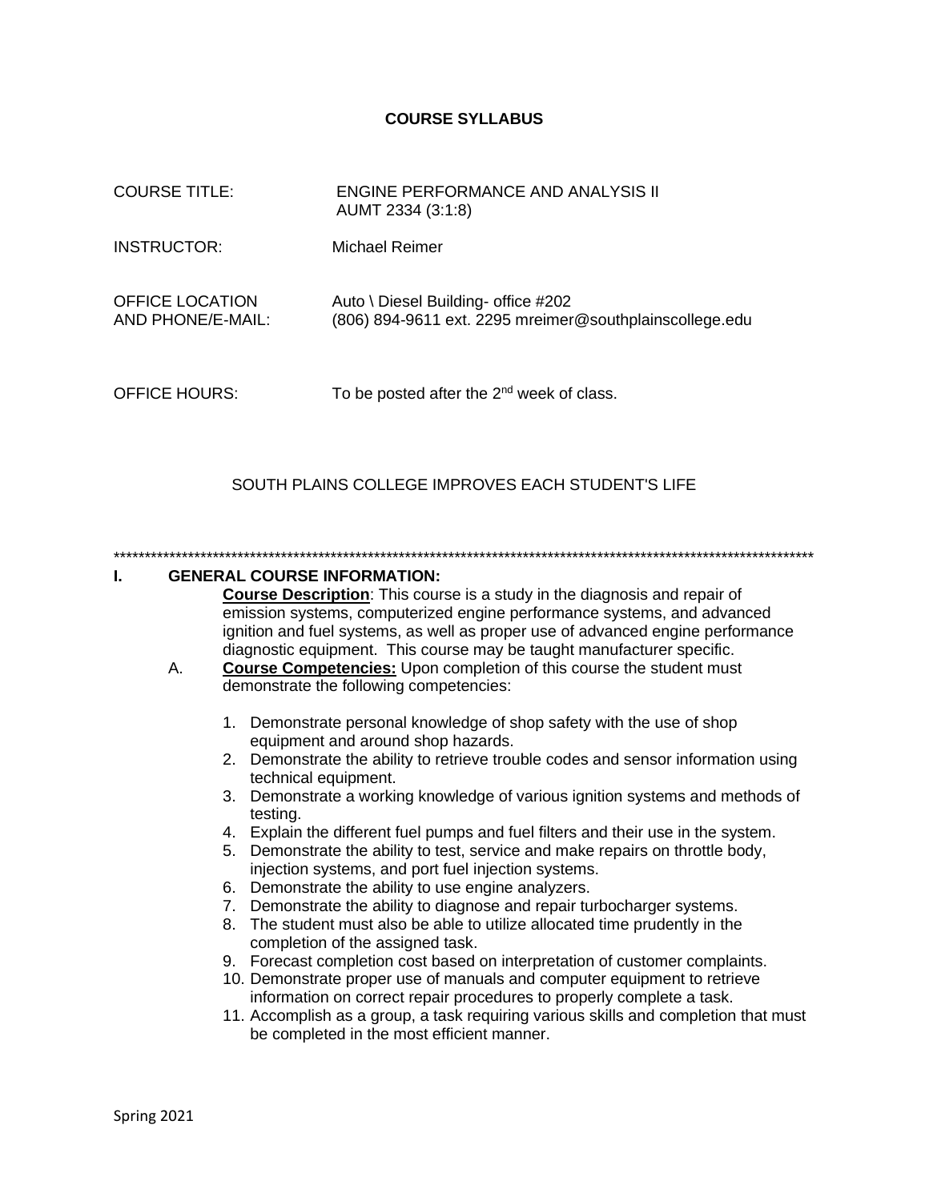**COURSE SYLLABUS**

COURSE TITLE: ENGINE PERFORMANCE AND ANALYSIS II
AUMT 2334 (3:1:8)

INSTRUCTOR: Michael Reimer

OFFICE LOCATION AND PHONE/E-MAIL: Auto \ Diesel Building- office #202
(806) 894-9611 ext. 2295 mreimer@southplainscollege.edu

OFFICE HOURS: To be posted after the 2nd week of class.

SOUTH PLAINS COLLEGE IMPROVES EACH STUDENT'S LIFE

************************************************************************************************************

## I. GENERAL COURSE INFORMATION:

**Course Description**: This course is a study in the diagnosis and repair of emission systems, computerized engine performance systems, and advanced ignition and fuel systems, as well as proper use of advanced engine performance diagnostic equipment. This course may be taught manufacturer specific.

A. **Course Competencies:** Upon completion of this course the student must demonstrate the following competencies:

1. Demonstrate personal knowledge of shop safety with the use of shop equipment and around shop hazards.
2. Demonstrate the ability to retrieve trouble codes and sensor information using technical equipment.
3. Demonstrate a working knowledge of various ignition systems and methods of testing.
4. Explain the different fuel pumps and fuel filters and their use in the system.
5. Demonstrate the ability to test, service and make repairs on throttle body, injection systems, and port fuel injection systems.
6. Demonstrate the ability to use engine analyzers.
7. Demonstrate the ability to diagnose and repair turbocharger systems.
8. The student must also be able to utilize allocated time prudently in the completion of the assigned task.
9. Forecast completion cost based on interpretation of customer complaints.
10. Demonstrate proper use of manuals and computer equipment to retrieve information on correct repair procedures to properly complete a task.
11. Accomplish as a group, a task requiring various skills and completion that must be completed in the most efficient manner.

Spring 2021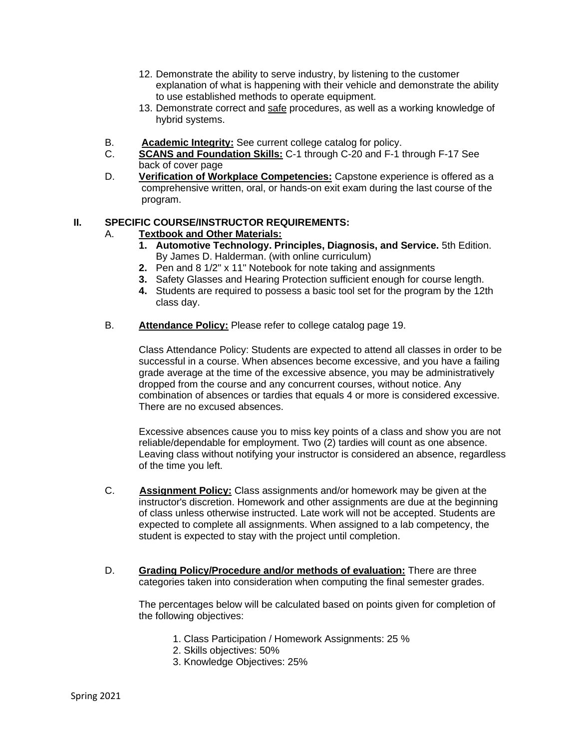12. Demonstrate the ability to serve industry, by listening to the customer explanation of what is happening with their vehicle and demonstrate the ability to use established methods to operate equipment.
13. Demonstrate correct and safe procedures, as well as a working knowledge of hybrid systems.

B. **Academic Integrity:** See current college catalog for policy.

C. **SCANS and Foundation Skills:** C-1 through C-20 and F-1 through F-17 See back of cover page

D. **Verification of Workplace Competencies:** Capstone experience is offered as a comprehensive written, oral, or hands-on exit exam during the last course of the program.

## II. SPECIFIC COURSE/INSTRUCTOR REQUIREMENTS:

A. **Textbook and Other Materials:**

1. **Automotive Technology. Principles, Diagnosis, and Service.** 5th Edition. By James D. Halderman. (with online curriculum)
2. Pen and 8 1/2" x 11" Notebook for note taking and assignments
3. Safety Glasses and Hearing Protection sufficient enough for course length.
4. Students are required to possess a basic tool set for the program by the 12th class day.

B. **Attendance Policy:** Please refer to college catalog page 19.

Class Attendance Policy: Students are expected to attend all classes in order to be successful in a course. When absences become excessive, and you have a failing grade average at the time of the excessive absence, you may be administratively dropped from the course and any concurrent courses, without notice. Any combination of absences or tardies that equals 4 or more is considered excessive. There are no excused absences.

Excessive absences cause you to miss key points of a class and show you are not reliable/dependable for employment. Two (2) tardies will count as one absence. Leaving class without notifying your instructor is considered an absence, regardless of the time you left.

C. **Assignment Policy:** Class assignments and/or homework may be given at the instructor's discretion. Homework and other assignments are due at the beginning of class unless otherwise instructed. Late work will not be accepted. Students are expected to complete all assignments. When assigned to a lab competency, the student is expected to stay with the project until completion.

D. **Grading Policy/Procedure and/or methods of evaluation:** There are three categories taken into consideration when computing the final semester grades.

The percentages below will be calculated based on points given for completion of the following objectives:

1. Class Participation / Homework Assignments: 25 %
2. Skills objectives: 50%
3. Knowledge Objectives: 25%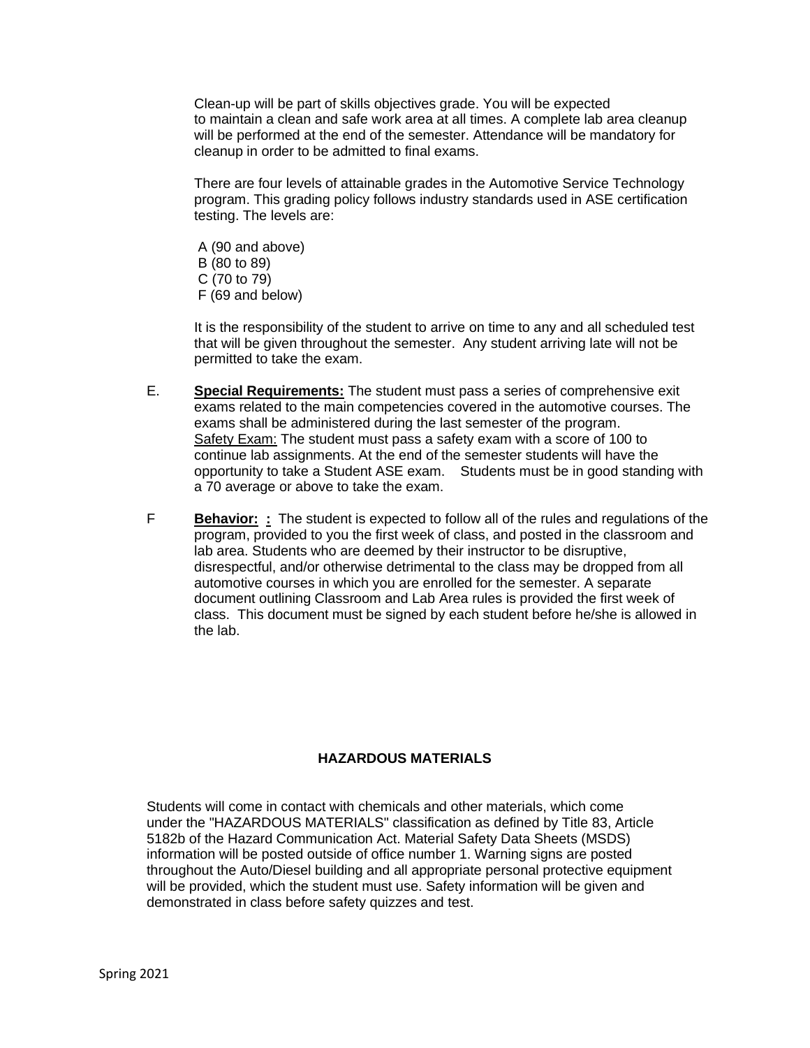Clean-up will be part of skills objectives grade. You will be expected to maintain a clean and safe work area at all times. A complete lab area cleanup will be performed at the end of the semester. Attendance will be mandatory for cleanup in order to be admitted to final exams.

There are four levels of attainable grades in the Automotive Service Technology program. This grading policy follows industry standards used in ASE certification testing. The levels are:

A (90 and above)
B (80 to 89)
C (70 to 79)
F (69 and below)

It is the responsibility of the student to arrive on time to any and all scheduled test that will be given throughout the semester. Any student arriving late will not be permitted to take the exam.

E. **Special Requirements:** The student must pass a series of comprehensive exit exams related to the main competencies covered in the automotive courses. The exams shall be administered during the last semester of the program. Safety Exam: The student must pass a safety exam with a score of 100 to continue lab assignments. At the end of the semester students will have the opportunity to take a Student ASE exam. Students must be in good standing with a 70 average or above to take the exam.

F **Behavior: :** The student is expected to follow all of the rules and regulations of the program, provided to you the first week of class, and posted in the classroom and lab area. Students who are deemed by their instructor to be disruptive, disrespectful, and/or otherwise detrimental to the class may be dropped from all automotive courses in which you are enrolled for the semester. A separate document outlining Classroom and Lab Area rules is provided the first week of class. This document must be signed by each student before he/she is allowed in the lab.

## HAZARDOUS MATERIALS

Students will come in contact with chemicals and other materials, which come under the "HAZARDOUS MATERIALS" classification as defined by Title 83, Article 5182b of the Hazard Communication Act. Material Safety Data Sheets (MSDS) information will be posted outside of office number 1. Warning signs are posted throughout the Auto/Diesel building and all appropriate personal protective equipment will be provided, which the student must use. Safety information will be given and demonstrated in class before safety quizzes and test.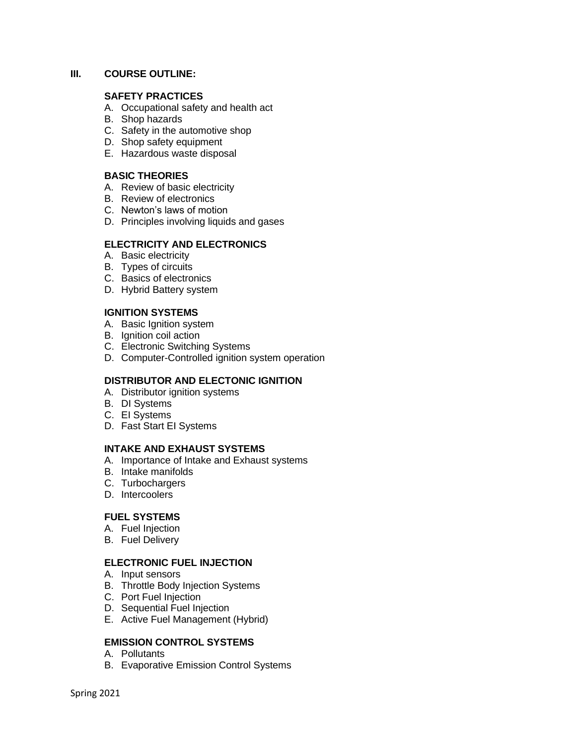## III. COURSE OUTLINE:

### SAFETY PRACTICES

A. Occupational safety and health act
B. Shop hazards
C. Safety in the automotive shop
D. Shop safety equipment
E. Hazardous waste disposal

### BASIC THEORIES

A. Review of basic electricity
B. Review of electronics
C. Newton's laws of motion
D. Principles involving liquids and gases

### ELECTRICITY AND ELECTRONICS

A. Basic electricity
B. Types of circuits
C. Basics of electronics
D. Hybrid Battery system

### IGNITION SYSTEMS

A. Basic Ignition system
B. Ignition coil action
C. Electronic Switching Systems
D. Computer-Controlled ignition system operation

### DISTRIBUTOR AND ELECTONIC IGNITION

A. Distributor ignition systems
B. DI Systems
C. EI Systems
D. Fast Start EI Systems

### INTAKE AND EXHAUST SYSTEMS

A. Importance of Intake and Exhaust systems
B. Intake manifolds
C. Turbochargers
D. Intercoolers

### FUEL SYSTEMS

A. Fuel Injection
B. Fuel Delivery

### ELECTRONIC FUEL INJECTION

A. Input sensors
B. Throttle Body Injection Systems
C. Port Fuel Injection
D. Sequential Fuel Injection
E. Active Fuel Management (Hybrid)

### EMISSION CONTROL SYSTEMS

A. Pollutants
B. Evaporative Emission Control Systems

Spring 2021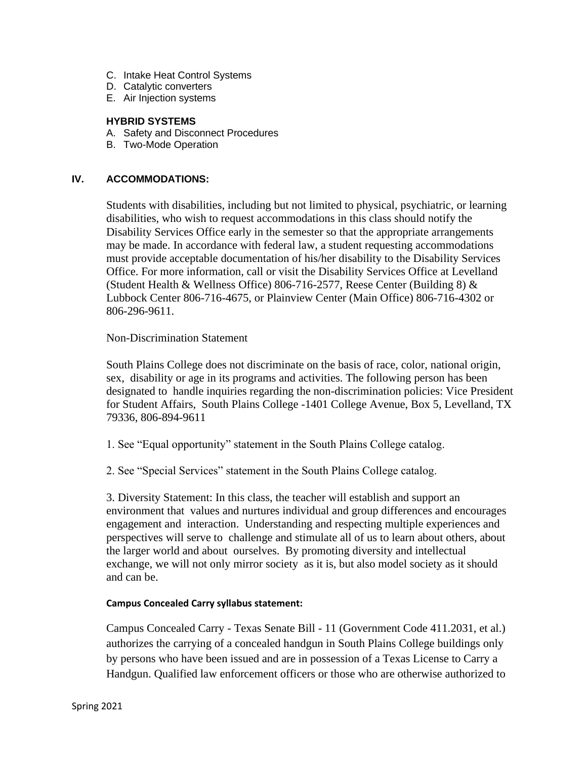C. Intake Heat Control Systems
D. Catalytic converters
E. Air Injection systems

**HYBRID SYSTEMS**

A. Safety and Disconnect Procedures
B. Two-Mode Operation

## IV. ACCOMMODATIONS:

Students with disabilities, including but not limited to physical, psychiatric, or learning disabilities, who wish to request accommodations in this class should notify the Disability Services Office early in the semester so that the appropriate arrangements may be made. In accordance with federal law, a student requesting accommodations must provide acceptable documentation of his/her disability to the Disability Services Office. For more information, call or visit the Disability Services Office at Levelland (Student Health & Wellness Office) 806-716-2577, Reese Center (Building 8) & Lubbock Center 806-716-4675, or Plainview Center (Main Office) 806-716-4302 or 806-296-9611.

Non-Discrimination Statement

South Plains College does not discriminate on the basis of race, color, national origin, sex, disability or age in its programs and activities. The following person has been designated to handle inquiries regarding the non-discrimination policies: Vice President for Student Affairs, South Plains College -1401 College Avenue, Box 5, Levelland, TX 79336, 806-894-9611

1. See "Equal opportunity" statement in the South Plains College catalog.

2. See "Special Services" statement in the South Plains College catalog.

3. Diversity Statement: In this class, the teacher will establish and support an environment that values and nurtures individual and group differences and encourages engagement and interaction. Understanding and respecting multiple experiences and perspectives will serve to challenge and stimulate all of us to learn about others, about the larger world and about ourselves. By promoting diversity and intellectual exchange, we will not only mirror society as it is, but also model society as it should and can be.

**Campus Concealed Carry syllabus statement:**

Campus Concealed Carry - Texas Senate Bill - 11 (Government Code 411.2031, et al.) authorizes the carrying of a concealed handgun in South Plains College buildings only by persons who have been issued and are in possession of a Texas License to Carry a Handgun. Qualified law enforcement officers or those who are otherwise authorized to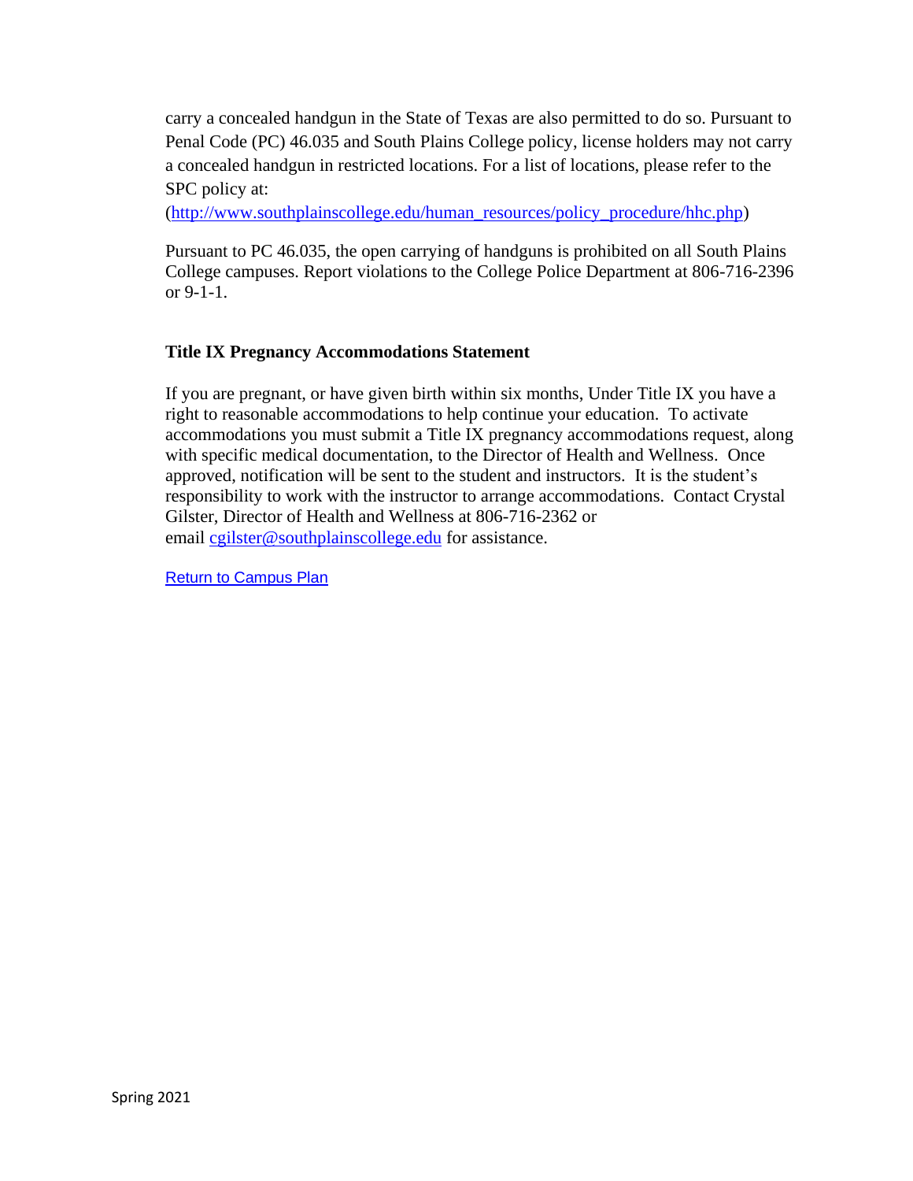carry a concealed handgun in the State of Texas are also permitted to do so. Pursuant to Penal Code (PC) 46.035 and South Plains College policy, license holders may not carry a concealed handgun in restricted locations. For a list of locations, please refer to the SPC policy at:
(http://www.southplainscollege.edu/human_resources/policy_procedure/hhc.php)

Pursuant to PC 46.035, the open carrying of handguns is prohibited on all South Plains College campuses. Report violations to the College Police Department at 806-716-2396 or 9-1-1.

**Title IX Pregnancy Accommodations Statement**

If you are pregnant, or have given birth within six months, Under Title IX you have a right to reasonable accommodations to help continue your education. To activate accommodations you must submit a Title IX pregnancy accommodations request, along with specific medical documentation, to the Director of Health and Wellness. Once approved, notification will be sent to the student and instructors. It is the student's responsibility to work with the instructor to arrange accommodations. Contact Crystal Gilster, Director of Health and Wellness at 806-716-2362 or email cgilster@southplainscollege.edu for assistance.

Return to Campus Plan